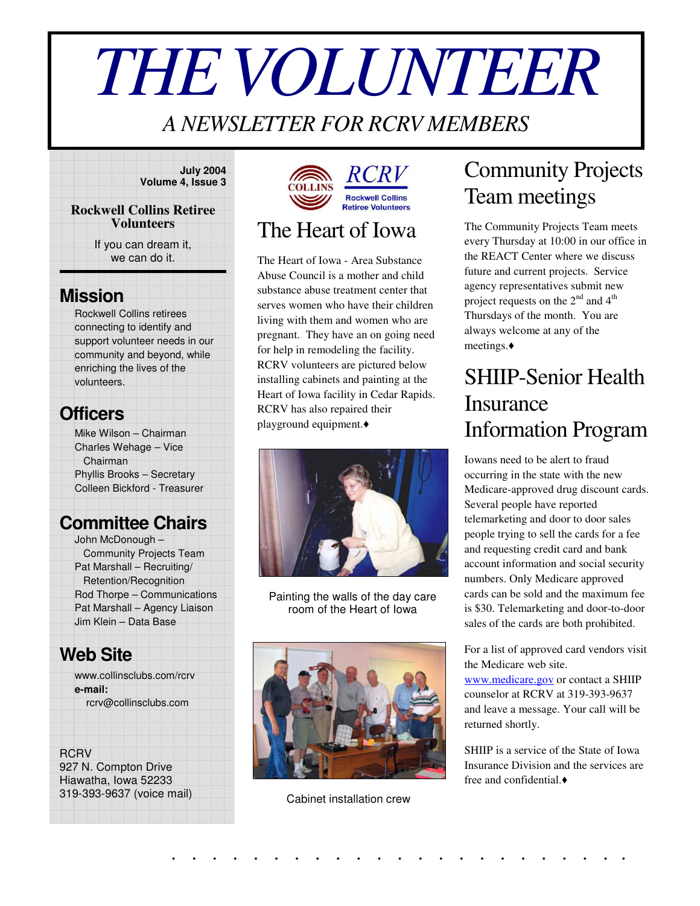# THE VOLUNTEER

*A NEWSLETTER FOR RCRV MEMBERS*

**July 2004**
**Volume 4, Issue 3**

**Rockwell Collins Retiree Volunteers**

If you can dream it, we can do it.

## Mission

Rockwell Collins retirees connecting to identify and support volunteer needs in our community and beyond, while enriching the lives of the volunteers.

## Officers

Mike Wilson – Chairman
Charles Wehage – Vice Chairman
Phyllis Brooks – Secretary
Colleen Bickford - Treasurer

## Committee Chairs

John McDonough – Community Projects Team
Pat Marshall – Recruiting/ Retention/Recognition
Rod Thorpe – Communications
Pat Marshall – Agency Liaison
Jim Klein – Data Base

## Web Site

www.collinsclubs.com/rcrv
**e-mail:**
rcrv@collinsclubs.com

RCRV
927 N. Compton Drive
Hiawatha, Iowa 52233
319-393-9637 (voice mail)

## The Heart of Iowa

The Heart of Iowa - Area Substance Abuse Council is a mother and child substance abuse treatment center that serves women who have their children living with them and women who are pregnant. They have an on going need for help in remodeling the facility. RCRV volunteers are pictured below installing cabinets and painting at the Heart of Iowa facility in Cedar Rapids. RCRV has also repaired their playground equipment.♦

Painting the walls of the day care room of the Heart of Iowa

Cabinet installation crew

## Community Projects Team meetings

The Community Projects Team meets every Thursday at 10:00 in our office in the REACT Center where we discuss future and current projects. Service agency representatives submit new project requests on the 2nd and 4th Thursdays of the month. You are always welcome at any of the meetings.♦

## SHIIP-Senior Health Insurance Information Program

Iowans need to be alert to fraud occurring in the state with the new Medicare-approved drug discount cards. Several people have reported telemarketing and door to door sales people trying to sell the cards for a fee and requesting credit card and bank account information and social security numbers. Only Medicare approved cards can be sold and the maximum fee is $30. Telemarketing and door-to-door sales of the cards are both prohibited.

For a list of approved card vendors visit the Medicare web site. www.medicare.gov or contact a SHIIP counselor at RCRV at 319-393-9637 and leave a message. Your call will be returned shortly.

SHIIP is a service of the State of Iowa Insurance Division and the services are free and confidential.♦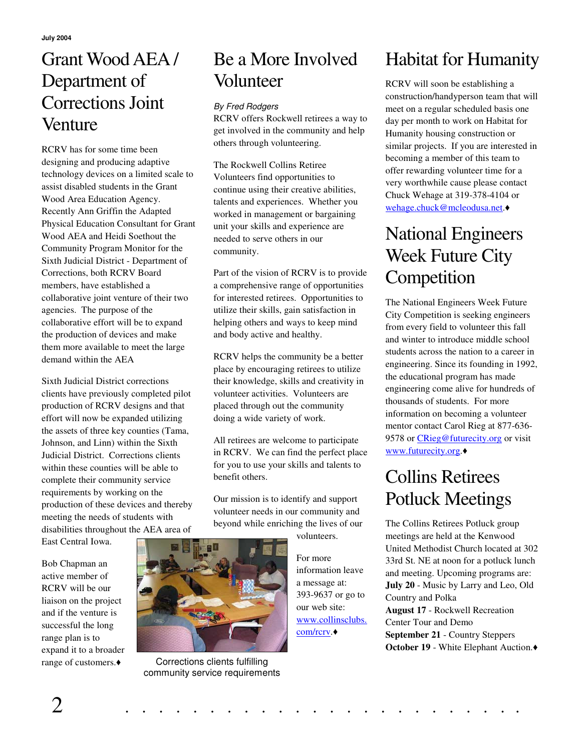July 2004

# Grant Wood AEA / Department of Corrections Joint Venture

RCRV has for some time been designing and producing adaptive technology devices on a limited scale to assist disabled students in the Grant Wood Area Education Agency. Recently Ann Griffin the Adapted Physical Education Consultant for Grant Wood AEA and Heidi Soethout the Community Program Monitor for the Sixth Judicial District - Department of Corrections, both RCRV Board members, have established a collaborative joint venture of their two agencies. The purpose of the collaborative effort will be to expand the production of devices and make them more available to meet the large demand within the AEA

Sixth Judicial District corrections clients have previously completed pilot production of RCRV designs and that effort will now be expanded utilizing the assets of three key counties (Tama, Johnson, and Linn) within the Sixth Judicial District. Corrections clients within these counties will be able to complete their community service requirements by working on the production of these devices and thereby meeting the needs of students with disabilities throughout the AEA area of East Central Iowa.

Bob Chapman an active member of RCRV will be our liaison on the project and if the venture is successful the long range plan is to expand it to a broader range of customers.♦

Corrections clients fulfilling community service requirements

# Be a More Involved Volunteer

*By Fred Rodgers*

RCRV offers Rockwell retirees a way to get involved in the community and help others through volunteering.

The Rockwell Collins Retiree Volunteers find opportunities to continue using their creative abilities, talents and experiences. Whether you worked in management or bargaining unit your skills and experience are needed to serve others in our community.

Part of the vision of RCRV is to provide a comprehensive range of opportunities for interested retirees. Opportunities to utilize their skills, gain satisfaction in helping others and ways to keep mind and body active and healthy.

RCRV helps the community be a better place by encouraging retirees to utilize their knowledge, skills and creativity in volunteer activities. Volunteers are placed through out the community doing a wide variety of work.

All retirees are welcome to participate in RCRV. We can find the perfect place for you to use your skills and talents to benefit others.

Our mission is to identify and support volunteer needs in our community and beyond while enriching the lives of our volunteers.

For more information leave a message at: 393-9637 or go to our web site: www.collinsclubs.com/rcrv.♦

# Habitat for Humanity

RCRV will soon be establishing a construction/handyperson team that will meet on a regular scheduled basis one day per month to work on Habitat for Humanity housing construction or similar projects. If you are interested in becoming a member of this team to offer rewarding volunteer time for a very worthwhile cause please contact Chuck Wehage at 319-378-4104 or wehage.chuck@mcleodusa.net.♦

# National Engineers Week Future City Competition

The National Engineers Week Future City Competition is seeking engineers from every field to volunteer this fall and winter to introduce middle school students across the nation to a career in engineering. Since its founding in 1992, the educational program has made engineering come alive for hundreds of thousands of students. For more information on becoming a volunteer mentor contact Carol Rieg at 877-636-9578 or CRieg@futurecity.org or visit www.futurecity.org.♦

# Collins Retirees Potluck Meetings

The Collins Retirees Potluck group meetings are held at the Kenwood United Methodist Church located at 302 33rd St. NE at noon for a potluck lunch and meeting. Upcoming programs are:

**July 20** - Music by Larry and Leo, Old Country and Polka
**August 17** - Rockwell Recreation Center Tour and Demo
**September 21** - Country Steppers
**October 19** - White Elephant Auction.♦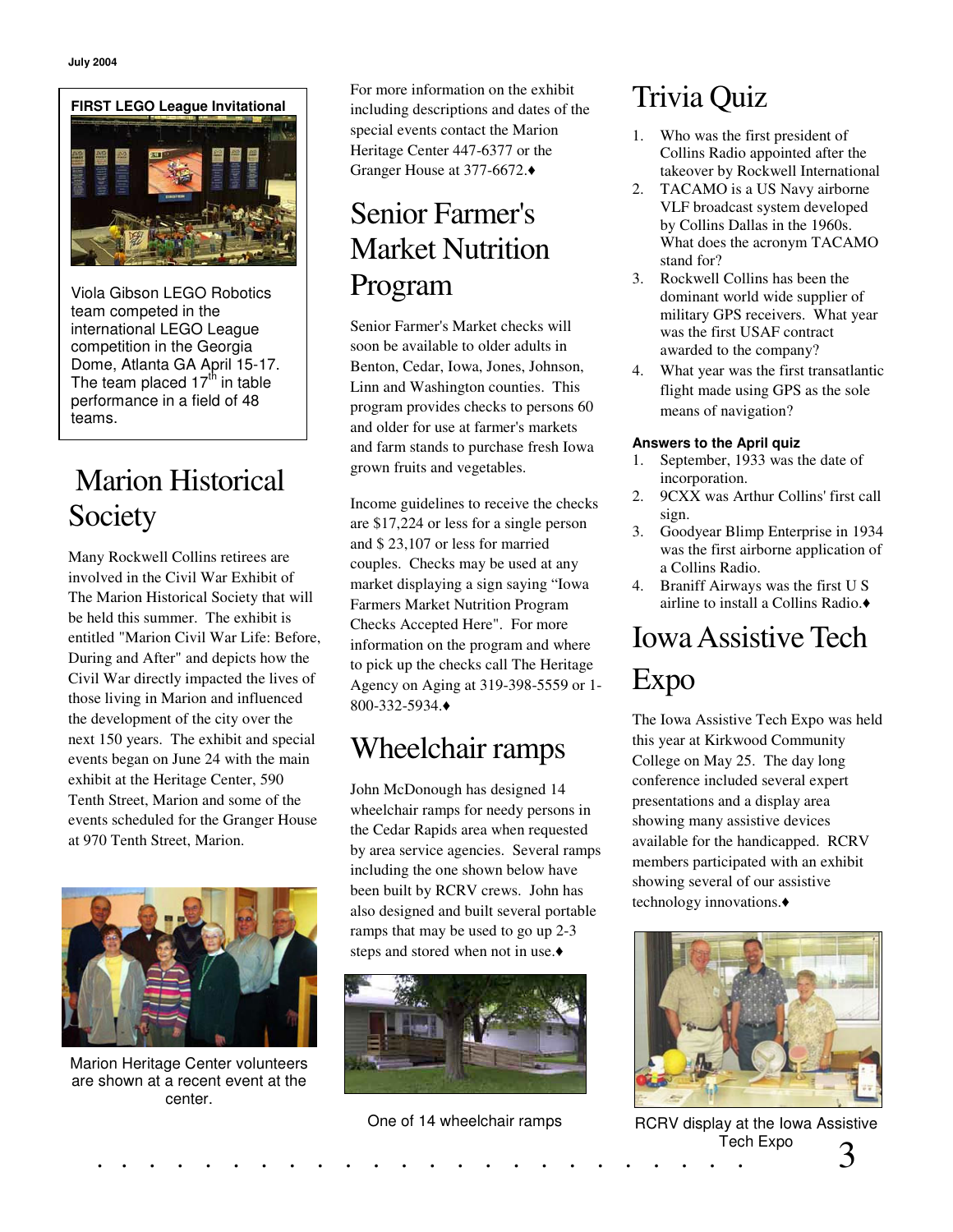**FIRST LEGO League Invitational**

Viola Gibson LEGO Robotics team competed in the international LEGO League competition in the Georgia Dome, Atlanta GA April 15-17. The team placed 17th in table performance in a field of 48 teams.

# Marion Historical Society

Many Rockwell Collins retirees are involved in the Civil War Exhibit of The Marion Historical Society that will be held this summer. The exhibit is entitled "Marion Civil War Life: Before, During and After" and depicts how the Civil War directly impacted the lives of those living in Marion and influenced the development of the city over the next 150 years. The exhibit and special events began on June 24 with the main exhibit at the Heritage Center, 590 Tenth Street, Marion and some of the events scheduled for the Granger House at 970 Tenth Street, Marion.

Marion Heritage Center volunteers are shown at a recent event at the center.

For more information on the exhibit including descriptions and dates of the special events contact the Marion Heritage Center 447-6377 or the Granger House at 377-6672.♦

# Senior Farmer's Market Nutrition Program

Senior Farmer's Market checks will soon be available to older adults in Benton, Cedar, Iowa, Jones, Johnson, Linn and Washington counties. This program provides checks to persons 60 and older for use at farmer's markets and farm stands to purchase fresh Iowa grown fruits and vegetables.

Income guidelines to receive the checks are $17,224 or less for a single person and $ 23,107 or less for married couples. Checks may be used at any market displaying a sign saying "Iowa Farmers Market Nutrition Program Checks Accepted Here". For more information on the program and where to pick up the checks call The Heritage Agency on Aging at 319-398-5559 or 1-800-332-5934.♦

# Wheelchair ramps

John McDonough has designed 14 wheelchair ramps for needy persons in the Cedar Rapids area when requested by area service agencies. Several ramps including the one shown below have been built by RCRV crews. John has also designed and built several portable ramps that may be used to go up 2-3 steps and stored when not in use.♦

One of 14 wheelchair ramps

# Trivia Quiz

1. Who was the first president of Collins Radio appointed after the takeover by Rockwell International
2. TACAMO is a US Navy airborne VLF broadcast system developed by Collins Dallas in the 1960s. What does the acronym TACAMO stand for?
3. Rockwell Collins has been the dominant world wide supplier of military GPS receivers. What year was the first USAF contract awarded to the company?
4. What year was the first transatlantic flight made using GPS as the sole means of navigation?

**Answers to the April quiz**

1. September, 1933 was the date of incorporation.
2. 9CXX was Arthur Collins' first call sign.
3. Goodyear Blimp Enterprise in 1934 was the first airborne application of a Collins Radio.
4. Braniff Airways was the first U S airline to install a Collins Radio.♦

# Iowa Assistive Tech Expo

The Iowa Assistive Tech Expo was held this year at Kirkwood Community College on May 25. The day long conference included several expert presentations and a display area showing many assistive devices available for the handicapped. RCRV members participated with an exhibit showing several of our assistive technology innovations.♦

RCRV display at the Iowa Assistive Tech Expo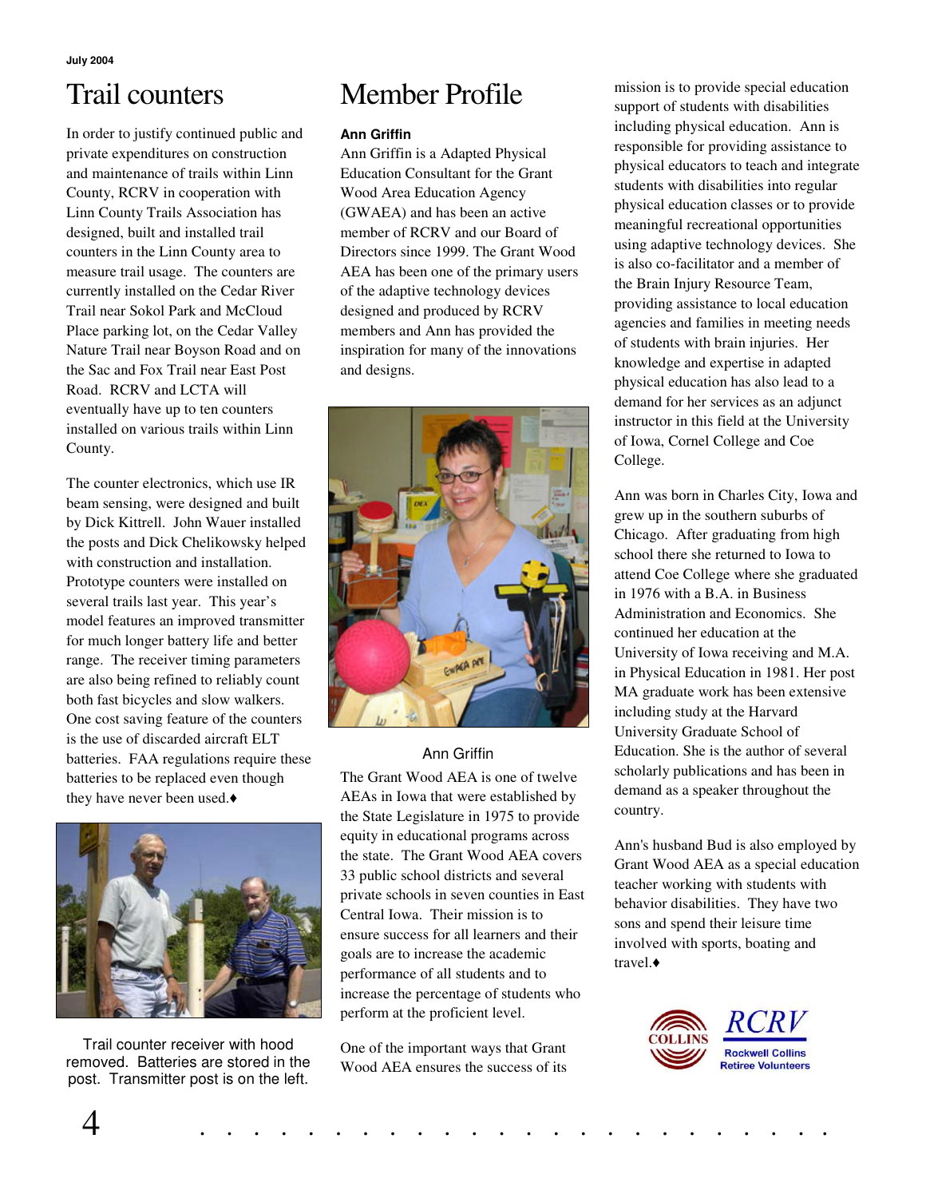# Trail counters

In order to justify continued public and private expenditures on construction and maintenance of trails within Linn County, RCRV in cooperation with Linn County Trails Association has designed, built and installed trail counters in the Linn County area to measure trail usage. The counters are currently installed on the Cedar River Trail near Sokol Park and McCloud Place parking lot, on the Cedar Valley Nature Trail near Boyson Road and on the Sac and Fox Trail near East Post Road. RCRV and LCTA will eventually have up to ten counters installed on various trails within Linn County.

The counter electronics, which use IR beam sensing, were designed and built by Dick Kittrell. John Wauer installed the posts and Dick Chelikowsky helped with construction and installation. Prototype counters were installed on several trails last year. This year's model features an improved transmitter for much longer battery life and better range. The receiver timing parameters are also being refined to reliably count both fast bicycles and slow walkers. One cost saving feature of the counters is the use of discarded aircraft ELT batteries. FAA regulations require these batteries to be replaced even though they have never been used.♦

Trail counter receiver with hood removed. Batteries are stored in the post. Transmitter post is on the left.

# Member Profile

**Ann Griffin**

Ann Griffin is a Adapted Physical Education Consultant for the Grant Wood Area Education Agency (GWAEA) and has been an active member of RCRV and our Board of Directors since 1999. The Grant Wood AEA has been one of the primary users of the adaptive technology devices designed and produced by RCRV members and Ann has provided the inspiration for many of the innovations and designs.

Ann Griffin

The Grant Wood AEA is one of twelve AEAs in Iowa that were established by the State Legislature in 1975 to provide equity in educational programs across the state. The Grant Wood AEA covers 33 public school districts and several private schools in seven counties in East Central Iowa. Their mission is to ensure success for all learners and their goals are to increase the academic performance of all students and to increase the percentage of students who perform at the proficient level.

One of the important ways that Grant Wood AEA ensures the success of its mission is to provide special education support of students with disabilities including physical education. Ann is responsible for providing assistance to physical educators to teach and integrate students with disabilities into regular physical education classes or to provide meaningful recreational opportunities using adaptive technology devices. She is also co-facilitator and a member of the Brain Injury Resource Team, providing assistance to local education agencies and families in meeting needs of students with brain injuries. Her knowledge and expertise in adapted physical education has also lead to a demand for her services as an adjunct instructor in this field at the University of Iowa, Cornel College and Coe College.

Ann was born in Charles City, Iowa and grew up in the southern suburbs of Chicago. After graduating from high school there she returned to Iowa to attend Coe College where she graduated in 1976 with a B.A. in Business Administration and Economics. She continued her education at the University of Iowa receiving and M.A. in Physical Education in 1981. Her post MA graduate work has been extensive including study at the Harvard University Graduate School of Education. She is the author of several scholarly publications and has been in demand as a speaker throughout the country.

Ann's husband Bud is also employed by Grant Wood AEA as a special education teacher working with students with behavior disabilities. They have two sons and spend their leisure time involved with sports, boating and travel.♦

COLLINS RCRV Rockwell Collins Retiree Volunteers